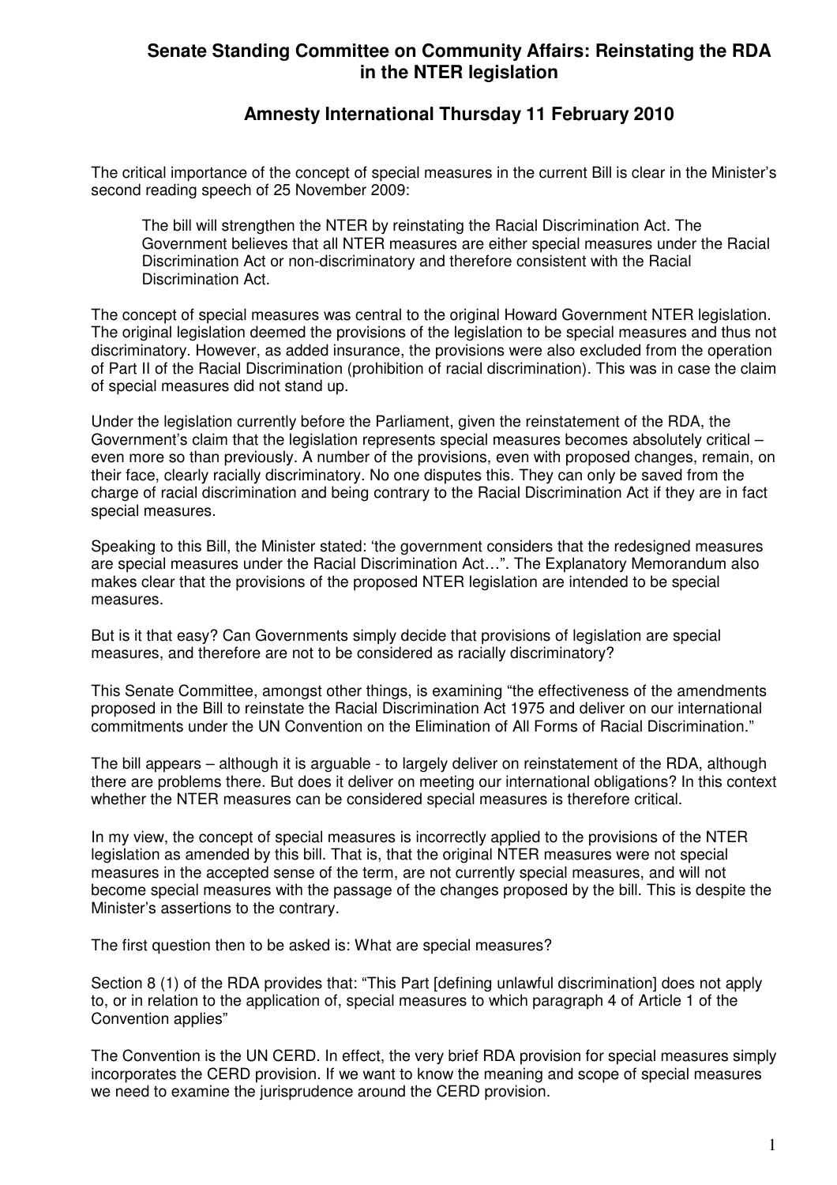# Senate Standing Committee on Community Affairs: Reinstating the RDA in the NTER legislation

## Amnesty International Thursday 11 February 2010

The critical importance of the concept of special measures in the current Bill is clear in the Minister's second reading speech of 25 November 2009:

> The bill will strengthen the NTER by reinstating the Racial Discrimination Act. The Government believes that all NTER measures are either special measures under the Racial Discrimination Act or non-discriminatory and therefore consistent with the Racial Discrimination Act.

The concept of special measures was central to the original Howard Government NTER legislation. The original legislation deemed the provisions of the legislation to be special measures and thus not discriminatory. However, as added insurance, the provisions were also excluded from the operation of Part II of the Racial Discrimination (prohibition of racial discrimination). This was in case the claim of special measures did not stand up.

Under the legislation currently before the Parliament, given the reinstatement of the RDA, the Government's claim that the legislation represents special measures becomes absolutely critical – even more so than previously. A number of the provisions, even with proposed changes, remain, on their face, clearly racially discriminatory. No one disputes this. They can only be saved from the charge of racial discrimination and being contrary to the Racial Discrimination Act if they are in fact special measures.

Speaking to this Bill, the Minister stated: 'the government considers that the redesigned measures are special measures under the Racial Discrimination Act…". The Explanatory Memorandum also makes clear that the provisions of the proposed NTER legislation are intended to be special measures.

But is it that easy? Can Governments simply decide that provisions of legislation are special measures, and therefore are not to be considered as racially discriminatory?

This Senate Committee, amongst other things, is examining "the effectiveness of the amendments proposed in the Bill to reinstate the Racial Discrimination Act 1975 and deliver on our international commitments under the UN Convention on the Elimination of All Forms of Racial Discrimination."

The bill appears – although it is arguable - to largely deliver on reinstatement of the RDA, although there are problems there. But does it deliver on meeting our international obligations? In this context whether the NTER measures can be considered special measures is therefore critical.

In my view, the concept of special measures is incorrectly applied to the provisions of the NTER legislation as amended by this bill. That is, that the original NTER measures were not special measures in the accepted sense of the term, are not currently special measures, and will not become special measures with the passage of the changes proposed by the bill. This is despite the Minister's assertions to the contrary.

The first question then to be asked is: What are special measures?

Section 8 (1) of the RDA provides that: "This Part [defining unlawful discrimination] does not apply to, or in relation to the application of, special measures to which paragraph 4 of Article 1 of the Convention applies"

The Convention is the UN CERD. In effect, the very brief RDA provision for special measures simply incorporates the CERD provision. If we want to know the meaning and scope of special measures we need to examine the jurisprudence around the CERD provision.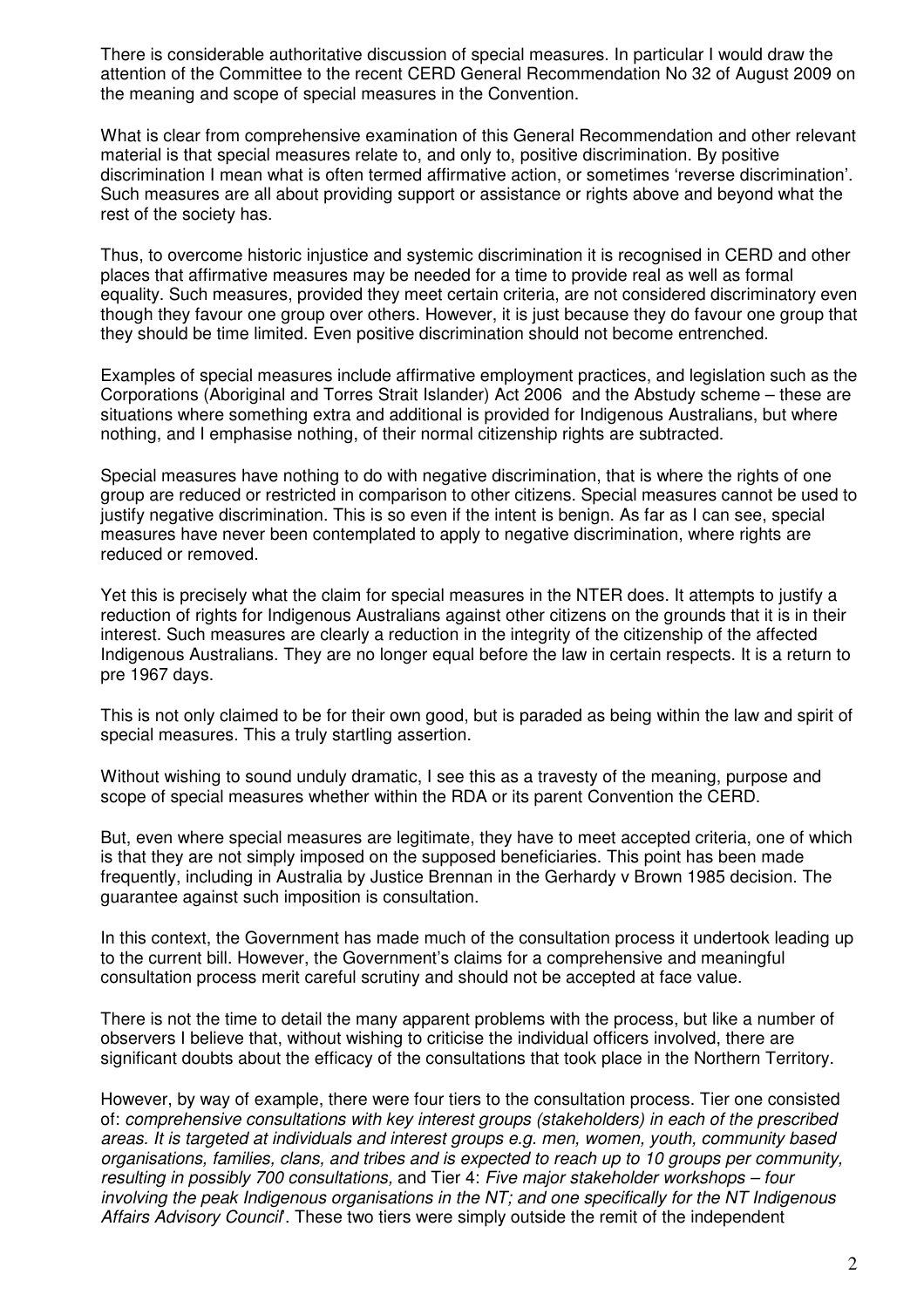There is considerable authoritative discussion of special measures. In particular I would draw the attention of the Committee to the recent CERD General Recommendation No 32 of August 2009 on the meaning and scope of special measures in the Convention.

What is clear from comprehensive examination of this General Recommendation and other relevant material is that special measures relate to, and only to, positive discrimination. By positive discrimination I mean what is often termed affirmative action, or sometimes 'reverse discrimination'. Such measures are all about providing support or assistance or rights above and beyond what the rest of the society has.

Thus, to overcome historic injustice and systemic discrimination it is recognised in CERD and other places that affirmative measures may be needed for a time to provide real as well as formal equality. Such measures, provided they meet certain criteria, are not considered discriminatory even though they favour one group over others. However, it is just because they do favour one group that they should be time limited. Even positive discrimination should not become entrenched.

Examples of special measures include affirmative employment practices, and legislation such as the Corporations (Aboriginal and Torres Strait Islander) Act 2006 and the Abstudy scheme – these are situations where something extra and additional is provided for Indigenous Australians, but where nothing, and I emphasise nothing, of their normal citizenship rights are subtracted.

Special measures have nothing to do with negative discrimination, that is where the rights of one group are reduced or restricted in comparison to other citizens. Special measures cannot be used to justify negative discrimination. This is so even if the intent is benign. As far as I can see, special measures have never been contemplated to apply to negative discrimination, where rights are reduced or removed.

Yet this is precisely what the claim for special measures in the NTER does. It attempts to justify a reduction of rights for Indigenous Australians against other citizens on the grounds that it is in their interest. Such measures are clearly a reduction in the integrity of the citizenship of the affected Indigenous Australians. They are no longer equal before the law in certain respects. It is a return to pre 1967 days.

This is not only claimed to be for their own good, but is paraded as being within the law and spirit of special measures. This a truly startling assertion.

Without wishing to sound unduly dramatic, I see this as a travesty of the meaning, purpose and scope of special measures whether within the RDA or its parent Convention the CERD.

But, even where special measures are legitimate, they have to meet accepted criteria, one of which is that they are not simply imposed on the supposed beneficiaries. This point has been made frequently, including in Australia by Justice Brennan in the Gerhardy v Brown 1985 decision. The guarantee against such imposition is consultation.

In this context, the Government has made much of the consultation process it undertook leading up to the current bill. However, the Government's claims for a comprehensive and meaningful consultation process merit careful scrutiny and should not be accepted at face value.

There is not the time to detail the many apparent problems with the process, but like a number of observers I believe that, without wishing to criticise the individual officers involved, there are significant doubts about the efficacy of the consultations that took place in the Northern Territory.

However, by way of example, there were four tiers to the consultation process. Tier one consisted of: *comprehensive consultations with key interest groups (stakeholders) in each of the prescribed areas. It is targeted at individuals and interest groups e.g. men, women, youth, community based organisations, families, clans, and tribes and is expected to reach up to 10 groups per community, resulting in possibly 700 consultations,* and Tier 4: *Five major stakeholder workshops – four involving the peak Indigenous organisations in the NT; and one specifically for the NT Indigenous Affairs Advisory Council*'. These two tiers were simply outside the remit of the independent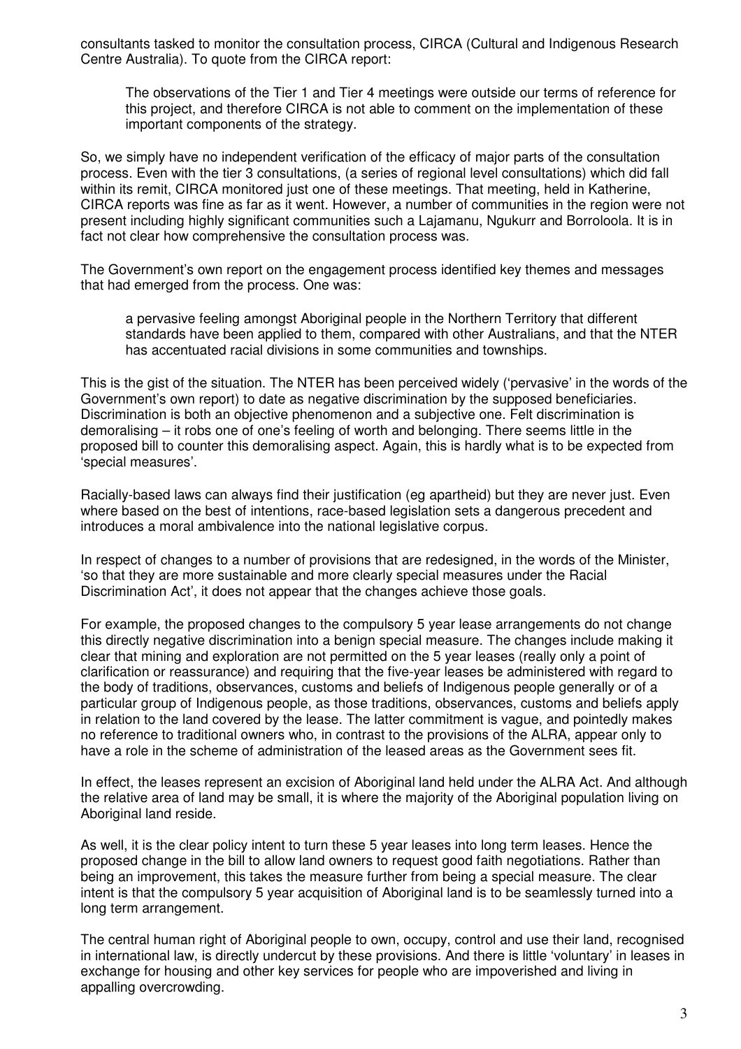consultants tasked to monitor the consultation process, CIRCA (Cultural and Indigenous Research Centre Australia). To quote from the CIRCA report:

> The observations of the Tier 1 and Tier 4 meetings were outside our terms of reference for this project, and therefore CIRCA is not able to comment on the implementation of these important components of the strategy.

So, we simply have no independent verification of the efficacy of major parts of the consultation process. Even with the tier 3 consultations, (a series of regional level consultations) which did fall within its remit, CIRCA monitored just one of these meetings. That meeting, held in Katherine, CIRCA reports was fine as far as it went. However, a number of communities in the region were not present including highly significant communities such a Lajamanu, Ngukurr and Borroloola. It is in fact not clear how comprehensive the consultation process was.

The Government's own report on the engagement process identified key themes and messages that had emerged from the process. One was:

> a pervasive feeling amongst Aboriginal people in the Northern Territory that different standards have been applied to them, compared with other Australians, and that the NTER has accentuated racial divisions in some communities and townships.

This is the gist of the situation. The NTER has been perceived widely ('pervasive' in the words of the Government's own report) to date as negative discrimination by the supposed beneficiaries. Discrimination is both an objective phenomenon and a subjective one. Felt discrimination is demoralising – it robs one of one's feeling of worth and belonging. There seems little in the proposed bill to counter this demoralising aspect. Again, this is hardly what is to be expected from 'special measures'.

Racially-based laws can always find their justification (eg apartheid) but they are never just. Even where based on the best of intentions, race-based legislation sets a dangerous precedent and introduces a moral ambivalence into the national legislative corpus.

In respect of changes to a number of provisions that are redesigned, in the words of the Minister, 'so that they are more sustainable and more clearly special measures under the Racial Discrimination Act', it does not appear that the changes achieve those goals.

For example, the proposed changes to the compulsory 5 year lease arrangements do not change this directly negative discrimination into a benign special measure. The changes include making it clear that mining and exploration are not permitted on the 5 year leases (really only a point of clarification or reassurance) and requiring that the five-year leases be administered with regard to the body of traditions, observances, customs and beliefs of Indigenous people generally or of a particular group of Indigenous people, as those traditions, observances, customs and beliefs apply in relation to the land covered by the lease. The latter commitment is vague, and pointedly makes no reference to traditional owners who, in contrast to the provisions of the ALRA, appear only to have a role in the scheme of administration of the leased areas as the Government sees fit.

In effect, the leases represent an excision of Aboriginal land held under the ALRA Act. And although the relative area of land may be small, it is where the majority of the Aboriginal population living on Aboriginal land reside.

As well, it is the clear policy intent to turn these 5 year leases into long term leases. Hence the proposed change in the bill to allow land owners to request good faith negotiations. Rather than being an improvement, this takes the measure further from being a special measure. The clear intent is that the compulsory 5 year acquisition of Aboriginal land is to be seamlessly turned into a long term arrangement.

The central human right of Aboriginal people to own, occupy, control and use their land, recognised in international law, is directly undercut by these provisions. And there is little 'voluntary' in leases in exchange for housing and other key services for people who are impoverished and living in appalling overcrowding.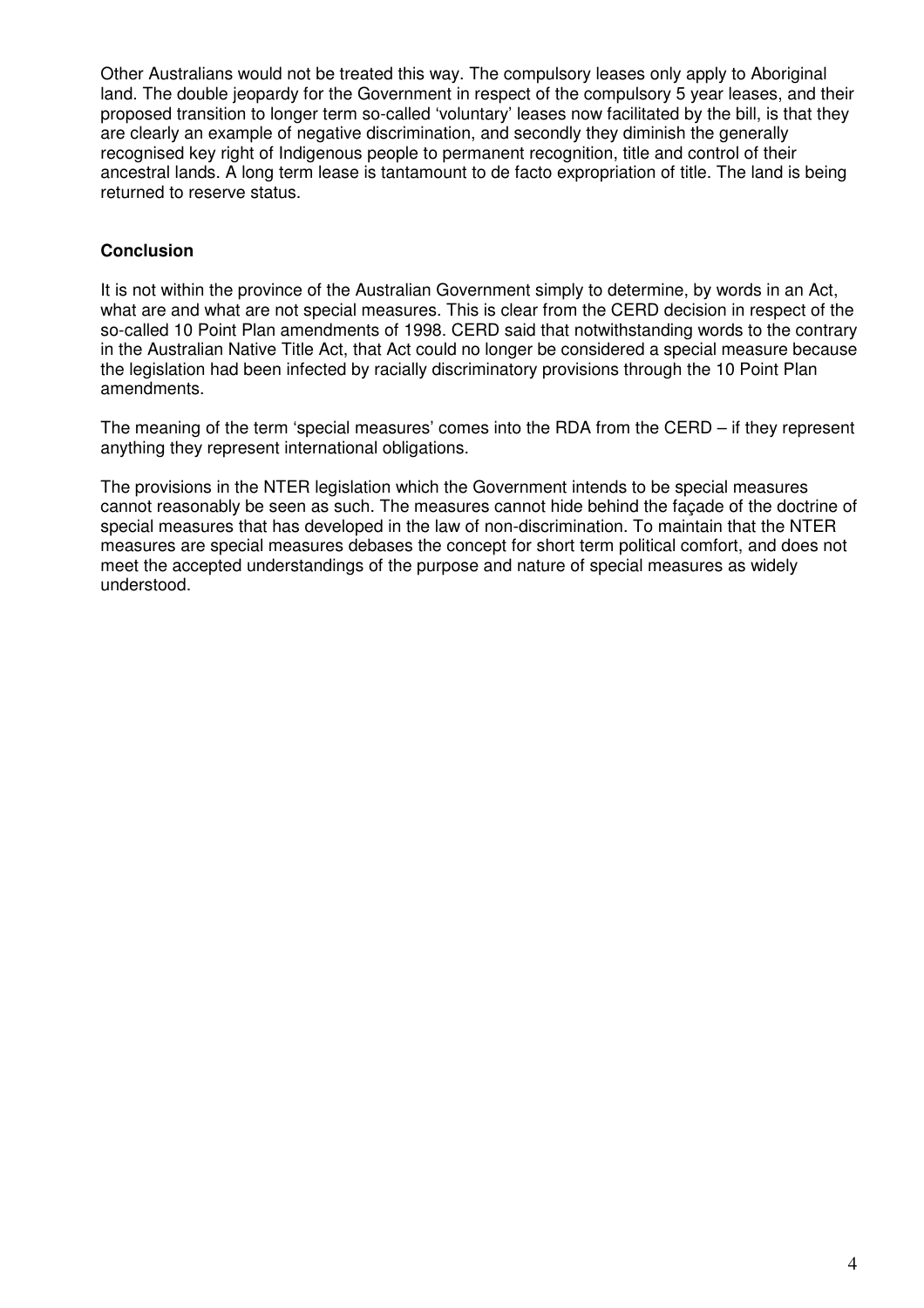Other Australians would not be treated this way. The compulsory leases only apply to Aboriginal land. The double jeopardy for the Government in respect of the compulsory 5 year leases, and their proposed transition to longer term so-called 'voluntary' leases now facilitated by the bill, is that they are clearly an example of negative discrimination, and secondly they diminish the generally recognised key right of Indigenous people to permanent recognition, title and control of their ancestral lands. A long term lease is tantamount to de facto expropriation of title. The land is being returned to reserve status.

**Conclusion**

It is not within the province of the Australian Government simply to determine, by words in an Act, what are and what are not special measures. This is clear from the CERD decision in respect of the so-called 10 Point Plan amendments of 1998. CERD said that notwithstanding words to the contrary in the Australian Native Title Act, that Act could no longer be considered a special measure because the legislation had been infected by racially discriminatory provisions through the 10 Point Plan amendments.

The meaning of the term 'special measures' comes into the RDA from the CERD – if they represent anything they represent international obligations.

The provisions in the NTER legislation which the Government intends to be special measures cannot reasonably be seen as such. The measures cannot hide behind the façade of the doctrine of special measures that has developed in the law of non-discrimination. To maintain that the NTER measures are special measures debases the concept for short term political comfort, and does not meet the accepted understandings of the purpose and nature of special measures as widely understood.